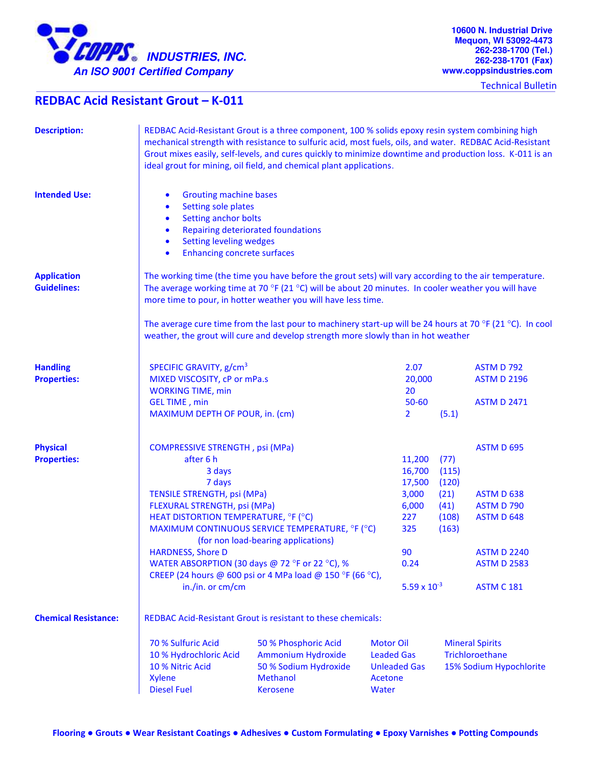**COPPS® INDUSTRIES, INC.**
*An ISO 9001 Certified Company*

10600 N. Industrial Drive
Mequon, WI 53092-4473
262-238-1700 (Tel.)
262-238-1701 (Fax)
www.coppsindustries.com

Technical Bulletin

# REDBAC Acid Resistant Grout – K-011

**Description:**

REDBAC Acid-Resistant Grout is a three component, 100 % solids epoxy resin system combining high mechanical strength with resistance to sulfuric acid, most fuels, oils, and water. REDBAC Acid-Resistant Grout mixes easily, self-levels, and cures quickly to minimize downtime and production loss. K-011 is an ideal grout for mining, oil field, and chemical plant applications.

**Intended Use:**

- Grouting machine bases
- Setting sole plates
- Setting anchor bolts
- Repairing deteriorated foundations
- Setting leveling wedges
- Enhancing concrete surfaces

**Application Guidelines:**

The working time (the time you have before the grout sets) will vary according to the air temperature. The average working time at 70 °F (21 °C) will be about 20 minutes. In cooler weather you will have more time to pour, in hotter weather you will have less time.

The average cure time from the last pour to machinery start-up will be 24 hours at 70 °F (21 °C). In cool weather, the grout will cure and develop strength more slowly than in hot weather

**Handling Properties:**

| Property | Value | | Test Method |
|---|---|---|---|
| SPECIFIC GRAVITY, g/cm$^3$ | 2.07 | | ASTM D 792 |
| MIXED VISCOSITY, cP or mPa.s | 20,000 | | ASTM D 2196 |
| WORKING TIME, min | 20 | | |
| GEL TIME , min | 50-60 | | ASTM D 2471 |
| MAXIMUM DEPTH OF POUR, in. (cm) | 2 | (5.1) | |

**Physical Properties:**

| Property | Value | | Test Method |
|---|---|---|---|
| COMPRESSIVE STRENGTH , psi (MPa) | | | ASTM D 695 |
| after 6 h | 11,200 | (77) | |
| 3 days | 16,700 | (115) | |
| 7 days | 17,500 | (120) | |
| TENSILE STRENGTH, psi (MPa) | 3,000 | (21) | ASTM D 638 |
| FLEXURAL STRENGTH, psi (MPa) | 6,000 | (41) | ASTM D 790 |
| HEAT DISTORTION TEMPERATURE, °F (°C) | 227 | (108) | ASTM D 648 |
| MAXIMUM CONTINUOUS SERVICE TEMPERATURE, °F (°C) (for non load-bearing applications) | 325 | (163) | |
| HARDNESS, Shore D | 90 | | ASTM D 2240 |
| WATER ABSORPTION (30 days @ 72 °F or 22 °C), % | 0.24 | | ASTM D 2583 |
| CREEP (24 hours @ 600 psi or 4 MPa load @ 150 °F (66 °C), in./in. or cm/cm | $5.59 \times 10^{-3}$ | | ASTM C 181 |

**Chemical Resistance:**

REDBAC Acid-Resistant Grout is resistant to these chemicals:

| | | | |
|---|---|---|---|
| 70 % Sulfuric Acid | 50 % Phosphoric Acid | Motor Oil | Mineral Spirits |
| 10 % Hydrochloric Acid | Ammonium Hydroxide | Leaded Gas | Trichloroethane |
| 10 % Nitric Acid | 50 % Sodium Hydroxide | Unleaded Gas | 15% Sodium Hypochlorite |
| Xylene | Methanol | Acetone | |
| Diesel Fuel | Kerosene | Water | |

**Flooring ● Grouts ● Wear Resistant Coatings ● Adhesives ● Custom Formulating ● Epoxy Varnishes ● Potting Compounds**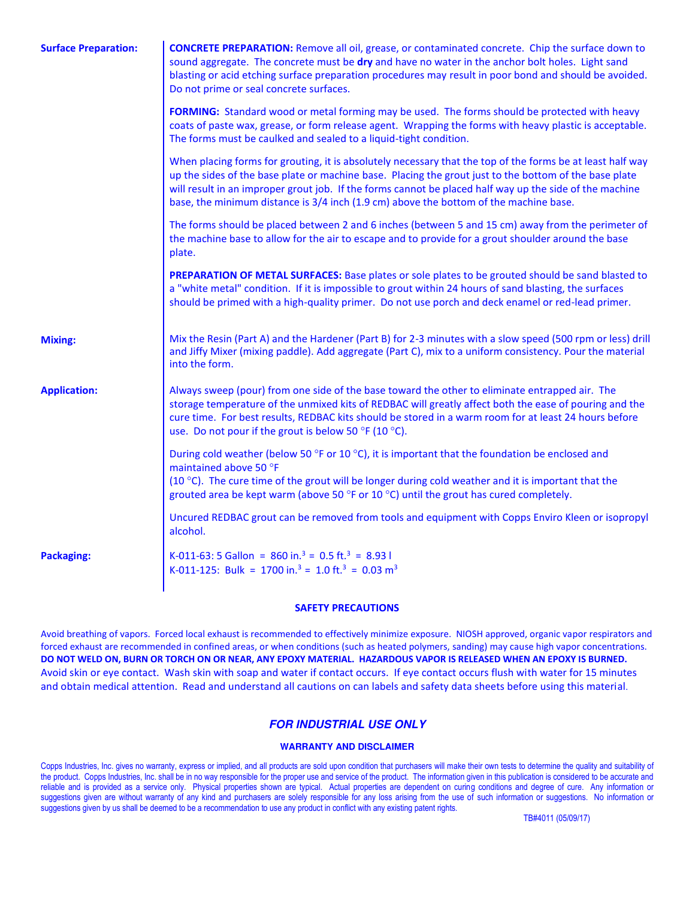**Surface Preparation:**

**CONCRETE PREPARATION:** Remove all oil, grease, or contaminated concrete. Chip the surface down to sound aggregate. The concrete must be **dry** and have no water in the anchor bolt holes. Light sand blasting or acid etching surface preparation procedures may result in poor bond and should be avoided. Do not prime or seal concrete surfaces.

**FORMING:** Standard wood or metal forming may be used. The forms should be protected with heavy coats of paste wax, grease, or form release agent. Wrapping the forms with heavy plastic is acceptable. The forms must be caulked and sealed to a liquid-tight condition.

When placing forms for grouting, it is absolutely necessary that the top of the forms be at least half way up the sides of the base plate or machine base. Placing the grout just to the bottom of the base plate will result in an improper grout job. If the forms cannot be placed half way up the side of the machine base, the minimum distance is 3/4 inch (1.9 cm) above the bottom of the machine base.

The forms should be placed between 2 and 6 inches (between 5 and 15 cm) away from the perimeter of the machine base to allow for the air to escape and to provide for a grout shoulder around the base plate.

**PREPARATION OF METAL SURFACES:** Base plates or sole plates to be grouted should be sand blasted to a "white metal" condition. If it is impossible to grout within 24 hours of sand blasting, the surfaces should be primed with a high-quality primer. Do not use porch and deck enamel or red-lead primer.

**Mixing:**

Mix the Resin (Part A) and the Hardener (Part B) for 2-3 minutes with a slow speed (500 rpm or less) drill and Jiffy Mixer (mixing paddle). Add aggregate (Part C), mix to a uniform consistency. Pour the material into the form.

**Application:**

Always sweep (pour) from one side of the base toward the other to eliminate entrapped air. The storage temperature of the unmixed kits of REDBAC will greatly affect both the ease of pouring and the cure time. For best results, REDBAC kits should be stored in a warm room for at least 24 hours before use. Do not pour if the grout is below 50 °F (10 °C).

During cold weather (below 50 °F or 10 °C), it is important that the foundation be enclosed and maintained above 50 °F (10 °C). The cure time of the grout will be longer during cold weather and it is important that the grouted area be kept warm (above 50 °F or 10 °C) until the grout has cured completely.

Uncured REDBAC grout can be removed from tools and equipment with Copps Enviro Kleen or isopropyl alcohol.

**Packaging:**

K-011-63: 5 Gallon = 860 in.$^3$ = 0.5 ft.$^3$ = 8.93 l
K-011-125: Bulk = 1700 in.$^3$ = 1.0 ft.$^3$ = 0.03 m$^3$

## SAFETY PRECAUTIONS

Avoid breathing of vapors. Forced local exhaust is recommended to effectively minimize exposure. NIOSH approved, organic vapor respirators and forced exhaust are recommended in confined areas, or when conditions (such as heated polymers, sanding) may cause high vapor concentrations. **DO NOT WELD ON, BURN OR TORCH ON OR NEAR, ANY EPOXY MATERIAL. HAZARDOUS VAPOR IS RELEASED WHEN AN EPOXY IS BURNED.** Avoid skin or eye contact. Wash skin with soap and water if contact occurs. If eye contact occurs flush with water for 15 minutes and obtain medical attention. Read and understand all cautions on can labels and safety data sheets before using this material.

***FOR INDUSTRIAL USE ONLY***

**WARRANTY AND DISCLAIMER**

Copps Industries, Inc. gives no warranty, express or implied, and all products are sold upon condition that purchasers will make their own tests to determine the quality and suitability of the product. Copps Industries, Inc. shall be in no way responsible for the proper use and service of the product. The information given in this publication is considered to be accurate and reliable and is provided as a service only. Physical properties shown are typical. Actual properties are dependent on curing conditions and degree of cure. Any information or suggestions given are without warranty of any kind and purchasers are solely responsible for any loss arising from the use of such information or suggestions. No information or suggestions given by us shall be deemed to be a recommendation to use any product in conflict with any existing patent rights.

TB#4011 (05/09/17)